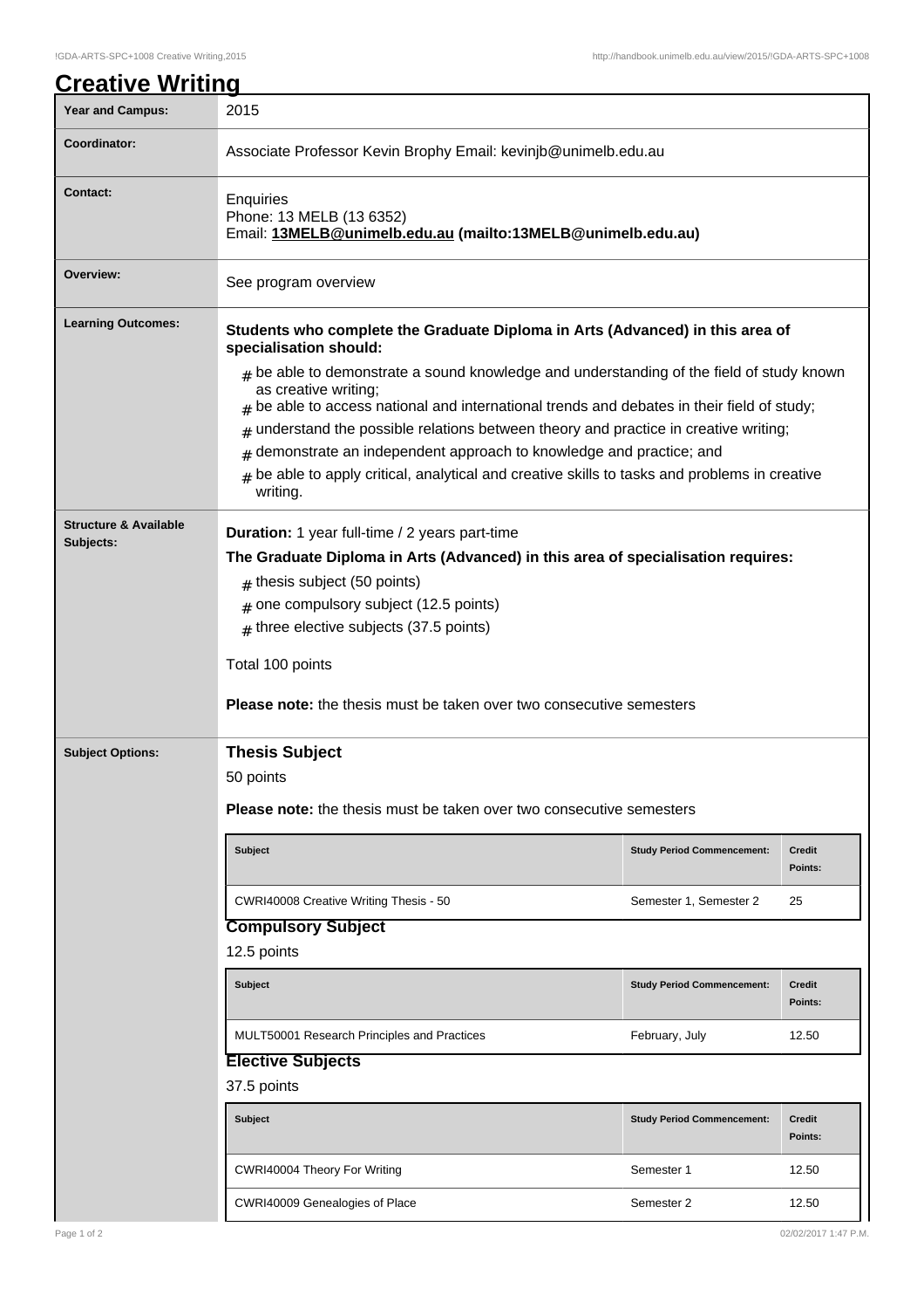# Creative Writing

| | |
|---|---|
| **Year and Campus:** | 2015 |
| **Coordinator:** | Associate Professor Kevin Brophy Email: kevinjb@unimelb.edu.au |
| **Contact:** | Enquiries<br>Phone: 13 MELB (13 6352)<br>Email: **13MELB@unimelb.edu.au (mailto:13MELB@unimelb.edu.au)** |
| **Overview:** | See program overview |
| **Learning Outcomes:** | **Students who complete the Graduate Diploma in Arts (Advanced) in this area of specialisation should:**<br># be able to demonstrate a sound knowledge and understanding of the field of study known as creative writing;<br># be able to access national and international trends and debates in their field of study;<br># understand the possible relations between theory and practice in creative writing;<br># demonstrate an independent approach to knowledge and practice; and<br># be able to apply critical, analytical and creative skills to tasks and problems in creative writing. |
| **Structure & Available Subjects:** | **Duration:** 1 year full-time / 2 years part-time<br>**The Graduate Diploma in Arts (Advanced) in this area of specialisation requires:**<br># thesis subject (50 points)<br># one compulsory subject (12.5 points)<br># three elective subjects (37.5 points)<br>Total 100 points<br>**Please note:** the thesis must be taken over two consecutive semesters |

**Subject Options:**

### Thesis Subject

50 points

**Please note:** the thesis must be taken over two consecutive semesters

| Subject | Study Period Commencement: | Credit Points: |
|---|---|---|
| CWRI40008 Creative Writing Thesis - 50 | Semester 1, Semester 2 | 25 |

### Compulsory Subject

12.5 points

| Subject | Study Period Commencement: | Credit Points: |
|---|---|---|
| MULT50001 Research Principles and Practices | February, July | 12.50 |

### Elective Subjects

37.5 points

| Subject | Study Period Commencement: | Credit Points: |
|---|---|---|
| CWRI40004 Theory For Writing | Semester 1 | 12.50 |
| CWRI40009 Genealogies of Place | Semester 2 | 12.50 |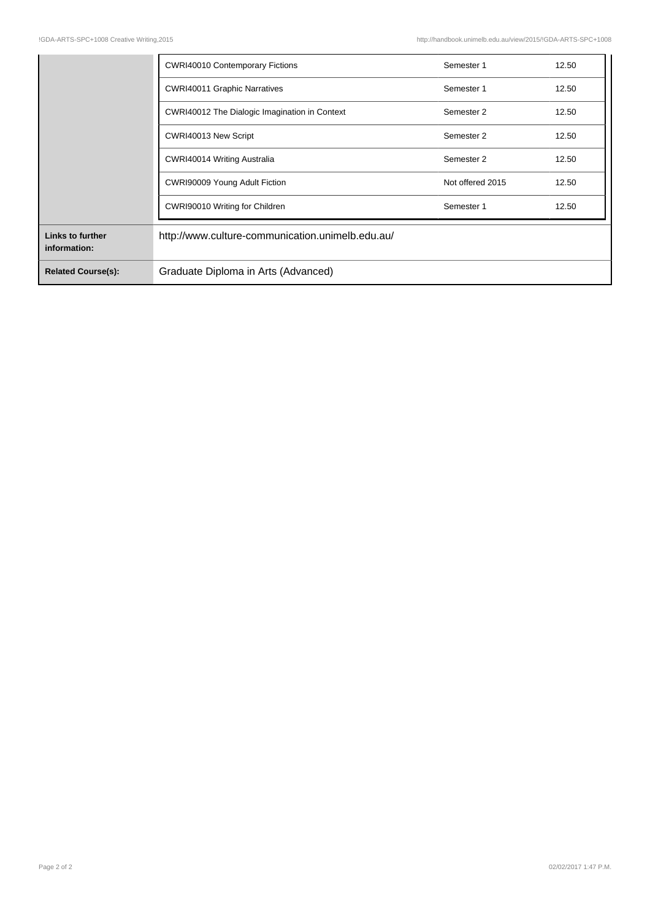| | | | |
|---|---|---|---|
| | CWRI40010 Contemporary Fictions | Semester 1 | 12.50 |
| | CWRI40011 Graphic Narratives | Semester 1 | 12.50 |
| | CWRI40012 The Dialogic Imagination in Context | Semester 2 | 12.50 |
| | CWRI40013 New Script | Semester 2 | 12.50 |
| | CWRI40014 Writing Australia | Semester 2 | 12.50 |
| | CWRI90009 Young Adult Fiction | Not offered 2015 | 12.50 |
| | CWRI90010 Writing for Children | Semester 1 | 12.50 |
| **Links to further information:** | http://www.culture-communication.unimelb.edu.au/ | | |
| **Related Course(s):** | Graduate Diploma in Arts (Advanced) | | |